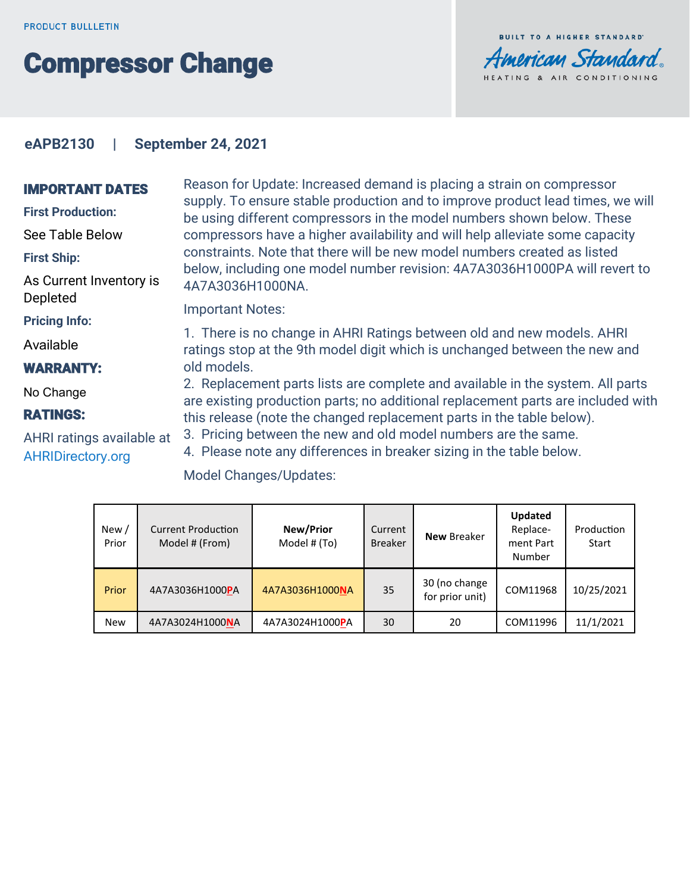PRODUCT BULLLETIN

# Compressor Change

BUILT TO A HIGHER STANDARD

American Standard

HEATING & AIR CONDITIONING

**eAPB2130 | September 24, 2021**

## IMPORTANT DATES

**First Production:**

See Table Below

**First Ship:**

As Current Inventory is Depleted

**Pricing Info:**

Available

## WARRANTY:

No Change

## RATINGS:

AHRI ratings available at AHRIDirectory.org

Reason for Update: Increased demand is placing a strain on compressor supply. To ensure stable production and to improve product lead times, we will be using different compressors in the model numbers shown below. These compressors have a higher availability and will help alleviate some capacity constraints. Note that there will be new model numbers created as listed below, including one model number revision: 4A7A3036H1000PA will revert to 4A7A3036H1000NA.

Important Notes:

1. There is no change in AHRI Ratings between old and new models. AHRI ratings stop at the 9th model digit which is unchanged between the new and old models.
2. Replacement parts lists are complete and available in the system. All parts are existing production parts; no additional replacement parts are included with this release (note the changed replacement parts in the table below).
3. Pricing between the new and old model numbers are the same.
4. Please note any differences in breaker sizing in the table below.

Model Changes/Updates:

| New / Prior | Current Production Model # (From) | **New/Prior** Model # (To) | Current Breaker | **New** Breaker | **Updated** Replace-ment Part Number | Production Start |
|---|---|---|---|---|---|---|
| Prior | 4A7A3036H1000**P**A | 4A7A3036H1000**N**A | 35 | 30 (no change for prior unit) | COM11968 | 10/25/2021 |
| New | 4A7A3024H1000**N**A | 4A7A3024H1000**P**A | 30 | 20 | COM11996 | 11/1/2021 |